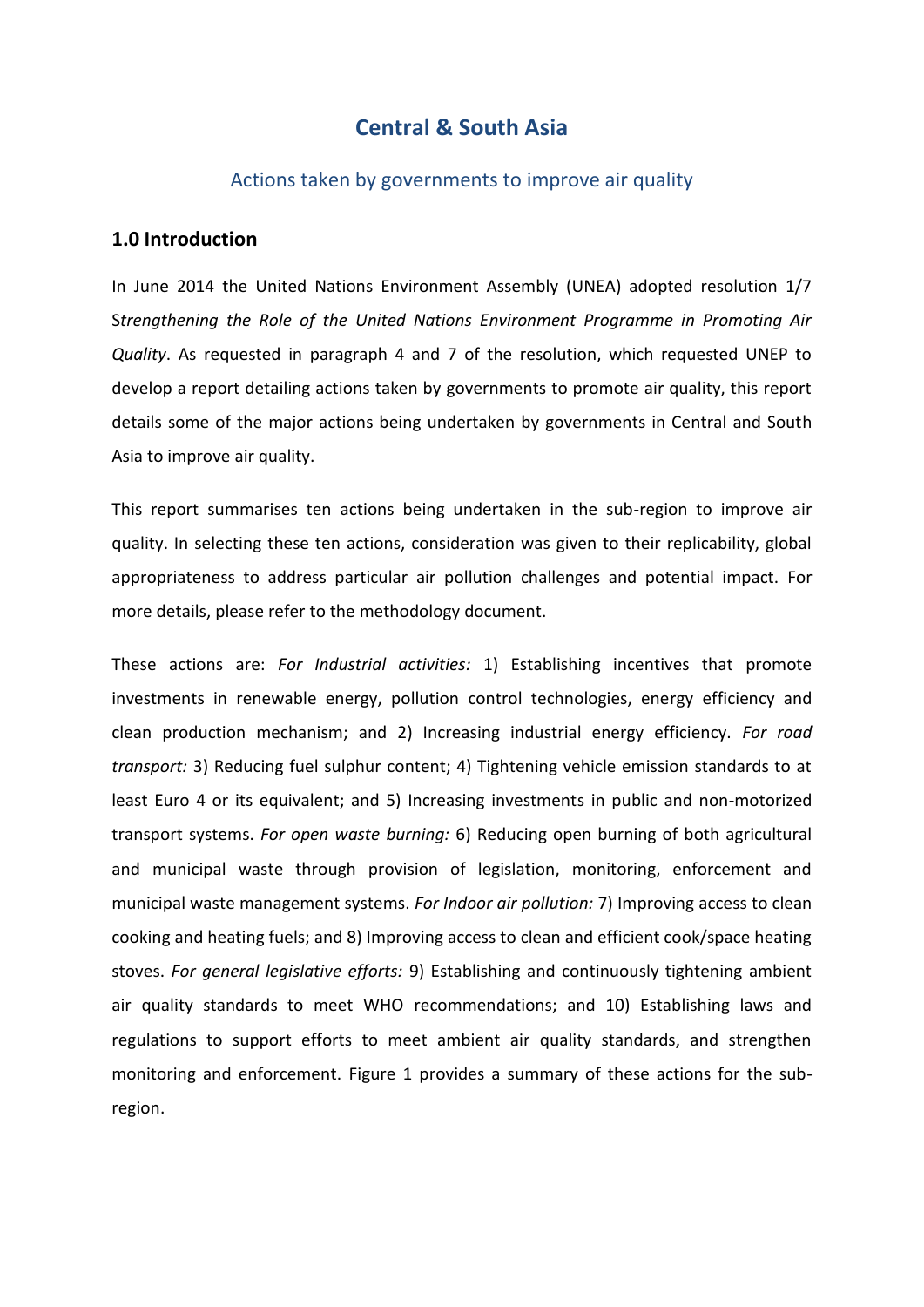# Central & South Asia

## Actions taken by governments to improve air quality

### 1.0 Introduction

In June 2014 the United Nations Environment Assembly (UNEA) adopted resolution 1/7 S*trengthening the Role of the United Nations Environment Programme in Promoting Air Quality*. As requested in paragraph 4 and 7 of the resolution, which requested UNEP to develop a report detailing actions taken by governments to promote air quality, this report details some of the major actions being undertaken by governments in Central and South Asia to improve air quality.

This report summarises ten actions being undertaken in the sub-region to improve air quality. In selecting these ten actions, consideration was given to their replicability, global appropriateness to address particular air pollution challenges and potential impact. For more details, please refer to the methodology document.

These actions are: *For Industrial activities:* 1) Establishing incentives that promote investments in renewable energy, pollution control technologies, energy efficiency and clean production mechanism; and 2) Increasing industrial energy efficiency. *For road transport:* 3) Reducing fuel sulphur content; 4) Tightening vehicle emission standards to at least Euro 4 or its equivalent; and 5) Increasing investments in public and non-motorized transport systems. *For open waste burning:* 6) Reducing open burning of both agricultural and municipal waste through provision of legislation, monitoring, enforcement and municipal waste management systems. *For Indoor air pollution:* 7) Improving access to clean cooking and heating fuels; and 8) Improving access to clean and efficient cook/space heating stoves. *For general legislative efforts:* 9) Establishing and continuously tightening ambient air quality standards to meet WHO recommendations; and 10) Establishing laws and regulations to support efforts to meet ambient air quality standards, and strengthen monitoring and enforcement. Figure 1 provides a summary of these actions for the sub-region.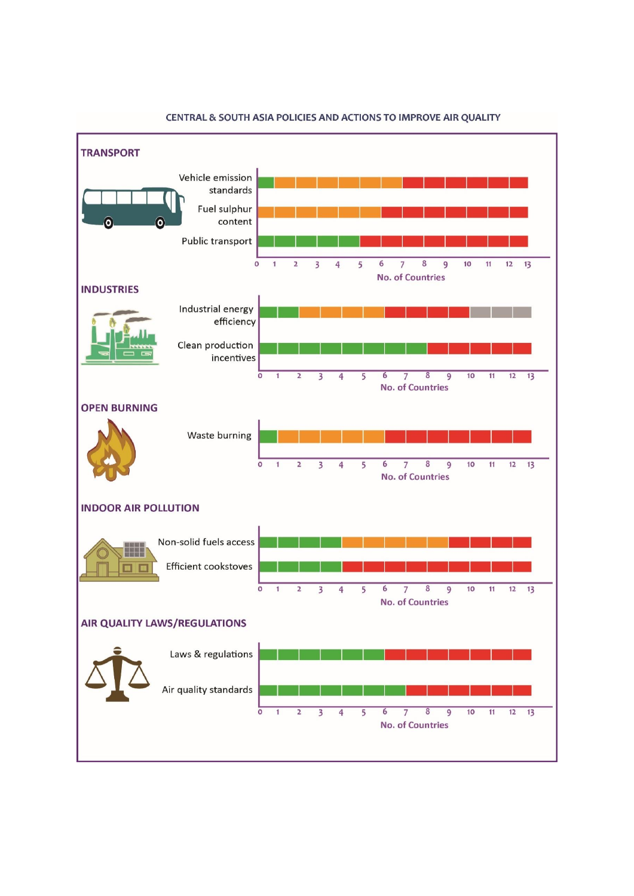## CENTRAL & SOUTH ASIA POLICIES AND ACTIONS TO IMPROVE AIR QUALITY

### TRANSPORT

Vehicle emission standards

Fuel sulphur content

Public transport

0 1 2 3 4 5 6 7 8 9 10 11 12 13

No. of Countries

### INDUSTRIES

Industrial energy efficiency

Clean production incentives

0 1 2 3 4 5 6 7 8 9 10 11 12 13

No. of Countries

### OPEN BURNING

Waste burning

0 1 2 3 4 5 6 7 8 9 10 11 12 13

No. of Countries

### INDOOR AIR POLLUTION

Non-solid fuels access

Efficient cookstoves

0 1 2 3 4 5 6 7 8 9 10 11 12 13

No. of Countries

### AIR QUALITY LAWS/REGULATIONS

Laws & regulations

Air quality standards

0 1 2 3 4 5 6 7 8 9 10 11 12 13

No. of Countries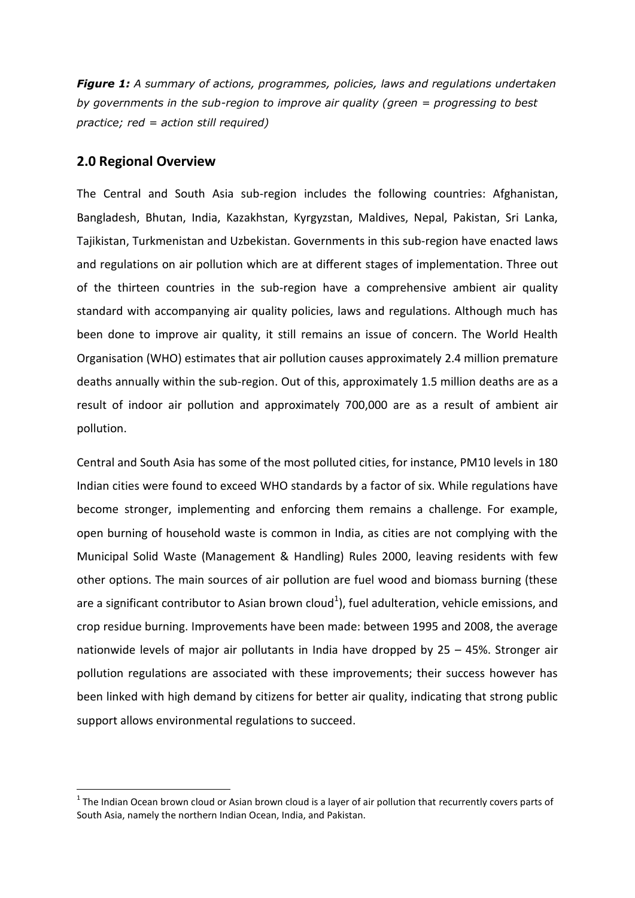***Figure 1:*** *A summary of actions, programmes, policies, laws and regulations undertaken by governments in the sub-region to improve air quality (green = progressing to best practice; red = action still required)*

## 2.0 Regional Overview

The Central and South Asia sub-region includes the following countries: Afghanistan, Bangladesh, Bhutan, India, Kazakhstan, Kyrgyzstan, Maldives, Nepal, Pakistan, Sri Lanka, Tajikistan, Turkmenistan and Uzbekistan. Governments in this sub-region have enacted laws and regulations on air pollution which are at different stages of implementation. Three out of the thirteen countries in the sub-region have a comprehensive ambient air quality standard with accompanying air quality policies, laws and regulations. Although much has been done to improve air quality, it still remains an issue of concern. The World Health Organisation (WHO) estimates that air pollution causes approximately 2.4 million premature deaths annually within the sub-region. Out of this, approximately 1.5 million deaths are as a result of indoor air pollution and approximately 700,000 are as a result of ambient air pollution.

Central and South Asia has some of the most polluted cities, for instance, PM10 levels in 180 Indian cities were found to exceed WHO standards by a factor of six. While regulations have become stronger, implementing and enforcing them remains a challenge. For example, open burning of household waste is common in India, as cities are not complying with the Municipal Solid Waste (Management & Handling) Rules 2000, leaving residents with few other options. The main sources of air pollution are fuel wood and biomass burning (these are a significant contributor to Asian brown cloud[1]), fuel adulteration, vehicle emissions, and crop residue burning. Improvements have been made: between 1995 and 2008, the average nationwide levels of major air pollutants in India have dropped by 25 – 45%. Stronger air pollution regulations are associated with these improvements; their success however has been linked with high demand by citizens for better air quality, indicating that strong public support allows environmental regulations to succeed.

[1] The Indian Ocean brown cloud or Asian brown cloud is a layer of air pollution that recurrently covers parts of South Asia, namely the northern Indian Ocean, India, and Pakistan.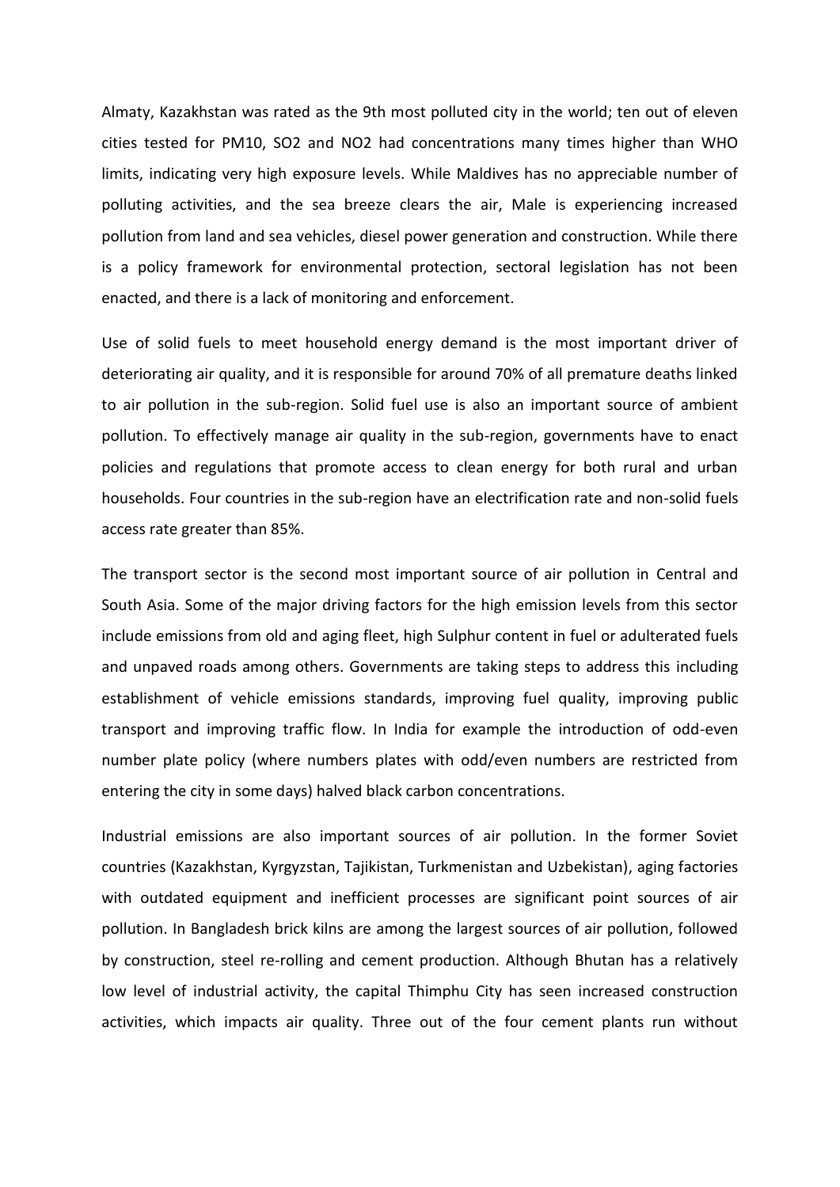Almaty, Kazakhstan was rated as the 9th most polluted city in the world; ten out of eleven cities tested for PM10, $SO_2$ and $NO_2$ had concentrations many times higher than WHO limits, indicating very high exposure levels. While Maldives has no appreciable number of polluting activities, and the sea breeze clears the air, Male is experiencing increased pollution from land and sea vehicles, diesel power generation and construction. While there is a policy framework for environmental protection, sectoral legislation has not been enacted, and there is a lack of monitoring and enforcement.

Use of solid fuels to meet household energy demand is the most important driver of deteriorating air quality, and it is responsible for around 70% of all premature deaths linked to air pollution in the sub-region. Solid fuel use is also an important source of ambient pollution. To effectively manage air quality in the sub-region, governments have to enact policies and regulations that promote access to clean energy for both rural and urban households. Four countries in the sub-region have an electrification rate and non-solid fuels access rate greater than 85%.

The transport sector is the second most important source of air pollution in Central and South Asia. Some of the major driving factors for the high emission levels from this sector include emissions from old and aging fleet, high Sulphur content in fuel or adulterated fuels and unpaved roads among others. Governments are taking steps to address this including establishment of vehicle emissions standards, improving fuel quality, improving public transport and improving traffic flow. In India for example the introduction of odd-even number plate policy (where numbers plates with odd/even numbers are restricted from entering the city in some days) halved black carbon concentrations.

Industrial emissions are also important sources of air pollution. In the former Soviet countries (Kazakhstan, Kyrgyzstan, Tajikistan, Turkmenistan and Uzbekistan), aging factories with outdated equipment and inefficient processes are significant point sources of air pollution. In Bangladesh brick kilns are among the largest sources of air pollution, followed by construction, steel re-rolling and cement production. Although Bhutan has a relatively low level of industrial activity, the capital Thimphu City has seen increased construction activities, which impacts air quality. Three out of the four cement plants run without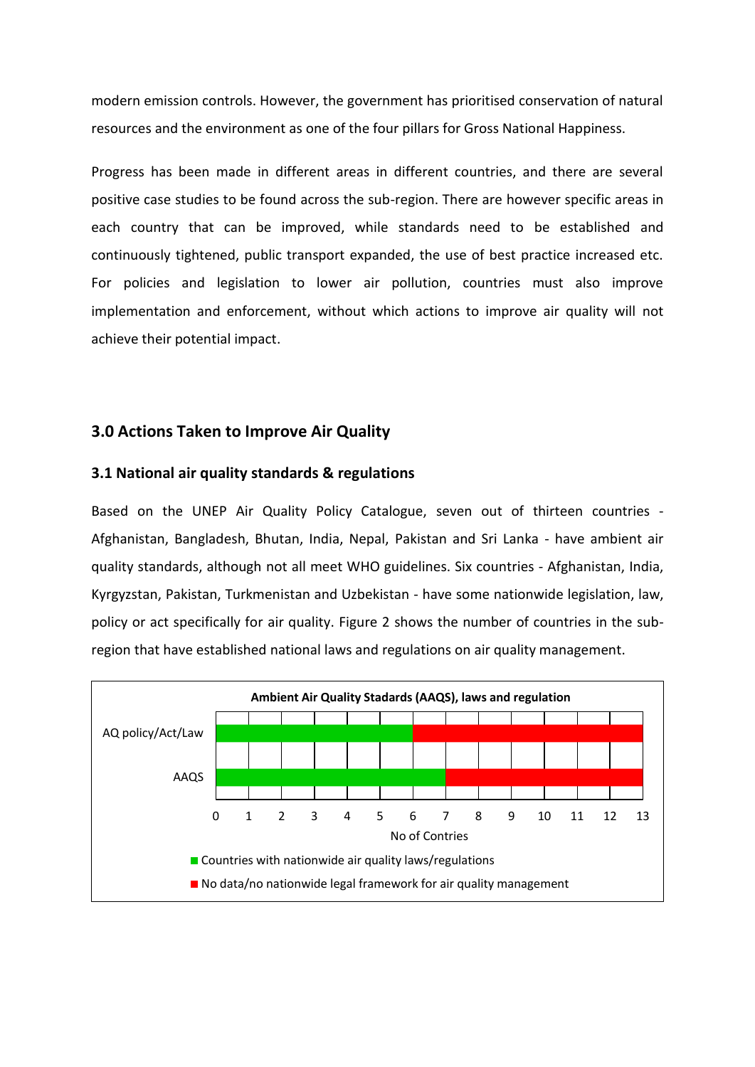modern emission controls. However, the government has prioritised conservation of natural resources and the environment as one of the four pillars for Gross National Happiness.

Progress has been made in different areas in different countries, and there are several positive case studies to be found across the sub-region. There are however specific areas in each country that can be improved, while standards need to be established and continuously tightened, public transport expanded, the use of best practice increased etc. For policies and legislation to lower air pollution, countries must also improve implementation and enforcement, without which actions to improve air quality will not achieve their potential impact.

## 3.0 Actions Taken to Improve Air Quality

### 3.1 National air quality standards & regulations

Based on the UNEP Air Quality Policy Catalogue, seven out of thirteen countries - Afghanistan, Bangladesh, Bhutan, India, Nepal, Pakistan and Sri Lanka - have ambient air quality standards, although not all meet WHO guidelines. Six countries - Afghanistan, India, Kyrgyzstan, Pakistan, Turkmenistan and Uzbekistan - have some nationwide legislation, law, policy or act specifically for air quality. Figure 2 shows the number of countries in the sub-region that have established national laws and regulations on air quality management.

**Ambient Air Quality Stadards (AAQS), laws and regulation**

| No of Contries | Countries with nationwide air quality laws/regulations | No data/no nationwide legal framework for air quality management |
| --- | --- | --- |
| AQ policy/Act/Law | 6 | 7 |
| AAQS | 7 | 6 |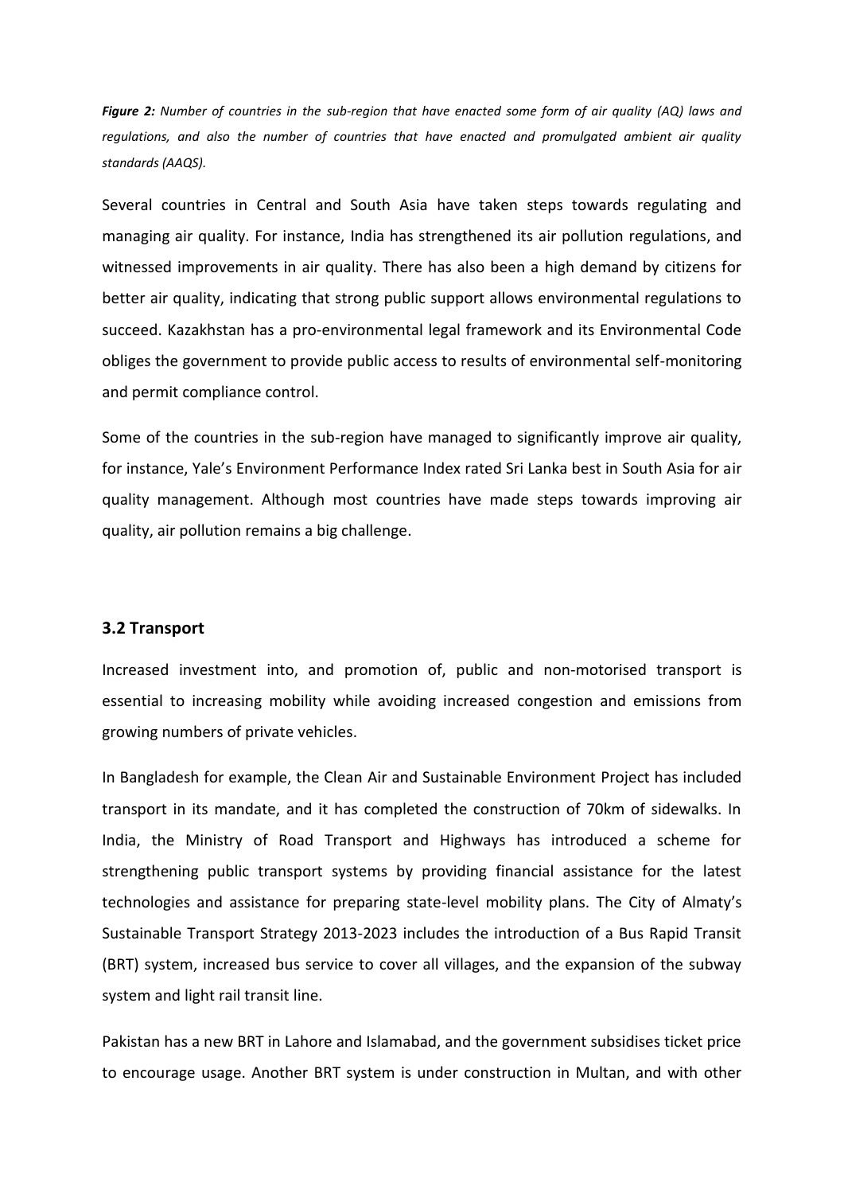***Figure 2:*** *Number of countries in the sub-region that have enacted some form of air quality (AQ) laws and regulations, and also the number of countries that have enacted and promulgated ambient air quality standards (AAQS).*

Several countries in Central and South Asia have taken steps towards regulating and managing air quality. For instance, India has strengthened its air pollution regulations, and witnessed improvements in air quality. There has also been a high demand by citizens for better air quality, indicating that strong public support allows environmental regulations to succeed. Kazakhstan has a pro-environmental legal framework and its Environmental Code obliges the government to provide public access to results of environmental self-monitoring and permit compliance control.

Some of the countries in the sub-region have managed to significantly improve air quality, for instance, Yale's Environment Performance Index rated Sri Lanka best in South Asia for air quality management. Although most countries have made steps towards improving air quality, air pollution remains a big challenge.

### 3.2 Transport

Increased investment into, and promotion of, public and non-motorised transport is essential to increasing mobility while avoiding increased congestion and emissions from growing numbers of private vehicles.

In Bangladesh for example, the Clean Air and Sustainable Environment Project has included transport in its mandate, and it has completed the construction of 70km of sidewalks. In India, the Ministry of Road Transport and Highways has introduced a scheme for strengthening public transport systems by providing financial assistance for the latest technologies and assistance for preparing state-level mobility plans. The City of Almaty's Sustainable Transport Strategy 2013-2023 includes the introduction of a Bus Rapid Transit (BRT) system, increased bus service to cover all villages, and the expansion of the subway system and light rail transit line.

Pakistan has a new BRT in Lahore and Islamabad, and the government subsidises ticket price to encourage usage. Another BRT system is under construction in Multan, and with other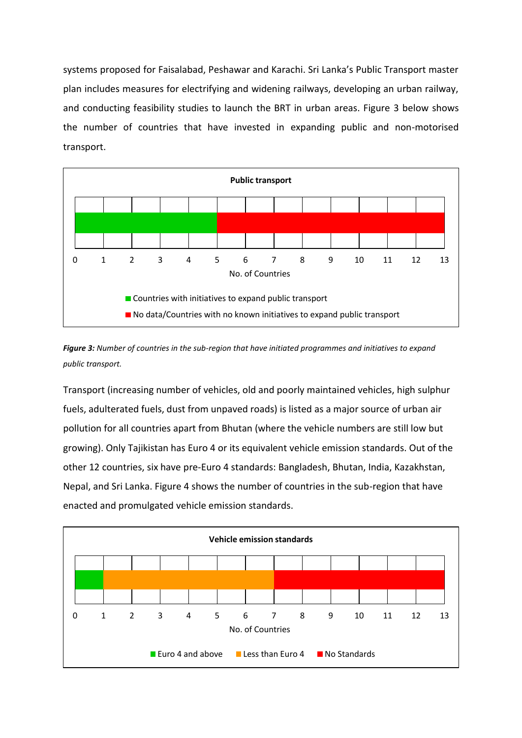systems proposed for Faisalabad, Peshawar and Karachi. Sri Lanka's Public Transport master plan includes measures for electrifying and widening railways, developing an urban railway, and conducting feasibility studies to launch the BRT in urban areas. Figure 3 below shows the number of countries that have invested in expanding public and non-motorised transport.

**Public transport**

| Category | No. of Countries |
|---|---|
| Countries with initiatives to expand public transport | 5 |
| No data/Countries with no known initiatives to expand public transport | 8 |

***Figure 3:*** *Number of countries in the sub-region that have initiated programmes and initiatives to expand public transport.*

Transport (increasing number of vehicles, old and poorly maintained vehicles, high sulphur fuels, adulterated fuels, dust from unpaved roads) is listed as a major source of urban air pollution for all countries apart from Bhutan (where the vehicle numbers are still low but growing). Only Tajikistan has Euro 4 or its equivalent vehicle emission standards. Out of the other 12 countries, six have pre-Euro 4 standards: Bangladesh, Bhutan, India, Kazakhstan, Nepal, and Sri Lanka. Figure 4 shows the number of countries in the sub-region that have enacted and promulgated vehicle emission standards.

**Vehicle emission standards**

| Category | No. of Countries |
|---|---|
| Euro 4 and above | 1 |
| Less than Euro 4 | 6 |
| No Standards | 6 |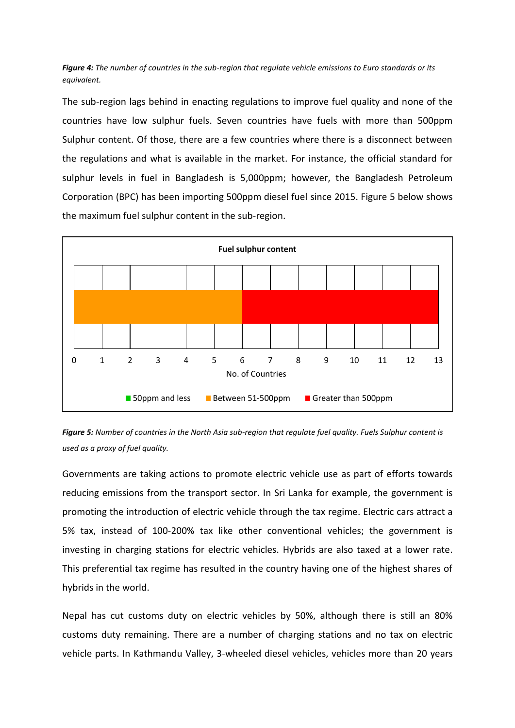*Figure 4: The number of countries in the sub-region that regulate vehicle emissions to Euro standards or its equivalent.*

The sub-region lags behind in enacting regulations to improve fuel quality and none of the countries have low sulphur fuels. Seven countries have fuels with more than 500ppm Sulphur content. Of those, there are a few countries where there is a disconnect between the regulations and what is available in the market. For instance, the official standard for sulphur levels in fuel in Bangladesh is 5,000ppm; however, the Bangladesh Petroleum Corporation (BPC) has been importing 500ppm diesel fuel since 2015. Figure 5 below shows the maximum fuel sulphur content in the sub-region.

**Fuel sulphur content**

| Category | No. of Countries |
| --- | --- |
| 50ppm and less | 0 |
| Between 51-500ppm | 6 |
| Greater than 500ppm | 7 |

*Figure 5: Number of countries in the North Asia sub-region that regulate fuel quality. Fuels Sulphur content is used as a proxy of fuel quality.*

Governments are taking actions to promote electric vehicle use as part of efforts towards reducing emissions from the transport sector. In Sri Lanka for example, the government is promoting the introduction of electric vehicle through the tax regime. Electric cars attract a 5% tax, instead of 100-200% tax like other conventional vehicles; the government is investing in charging stations for electric vehicles. Hybrids are also taxed at a lower rate. This preferential tax regime has resulted in the country having one of the highest shares of hybrids in the world.

Nepal has cut customs duty on electric vehicles by 50%, although there is still an 80% customs duty remaining. There are a number of charging stations and no tax on electric vehicle parts. In Kathmandu Valley, 3-wheeled diesel vehicles, vehicles more than 20 years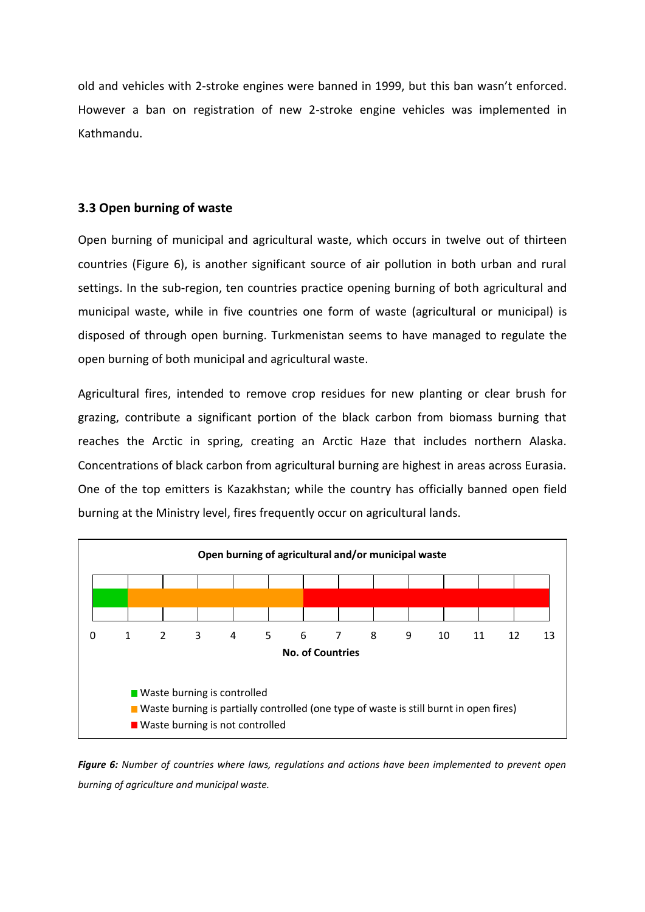old and vehicles with 2-stroke engines were banned in 1999, but this ban wasn't enforced. However a ban on registration of new 2-stroke engine vehicles was implemented in Kathmandu.

### 3.3 Open burning of waste

Open burning of municipal and agricultural waste, which occurs in twelve out of thirteen countries (Figure 6), is another significant source of air pollution in both urban and rural settings. In the sub-region, ten countries practice opening burning of both agricultural and municipal waste, while in five countries one form of waste (agricultural or municipal) is disposed of through open burning. Turkmenistan seems to have managed to regulate the open burning of both municipal and agricultural waste.

Agricultural fires, intended to remove crop residues for new planting or clear brush for grazing, contribute a significant portion of the black carbon from biomass burning that reaches the Arctic in spring, creating an Arctic Haze that includes northern Alaska. Concentrations of black carbon from agricultural burning are highest in areas across Eurasia. One of the top emitters is Kazakhstan; while the country has officially banned open field burning at the Ministry level, fires frequently occur on agricultural lands.

**Open burning of agricultural and/or municipal waste**

| Category | No. of Countries |
|---|---|
| Waste burning is controlled | 1 |
| Waste burning is partially controlled (one type of waste is still burnt in open fires) | 5 |
| Waste burning is not controlled | 7 |

***Figure 6:*** *Number of countries where laws, regulations and actions have been implemented to prevent open burning of agriculture and municipal waste.*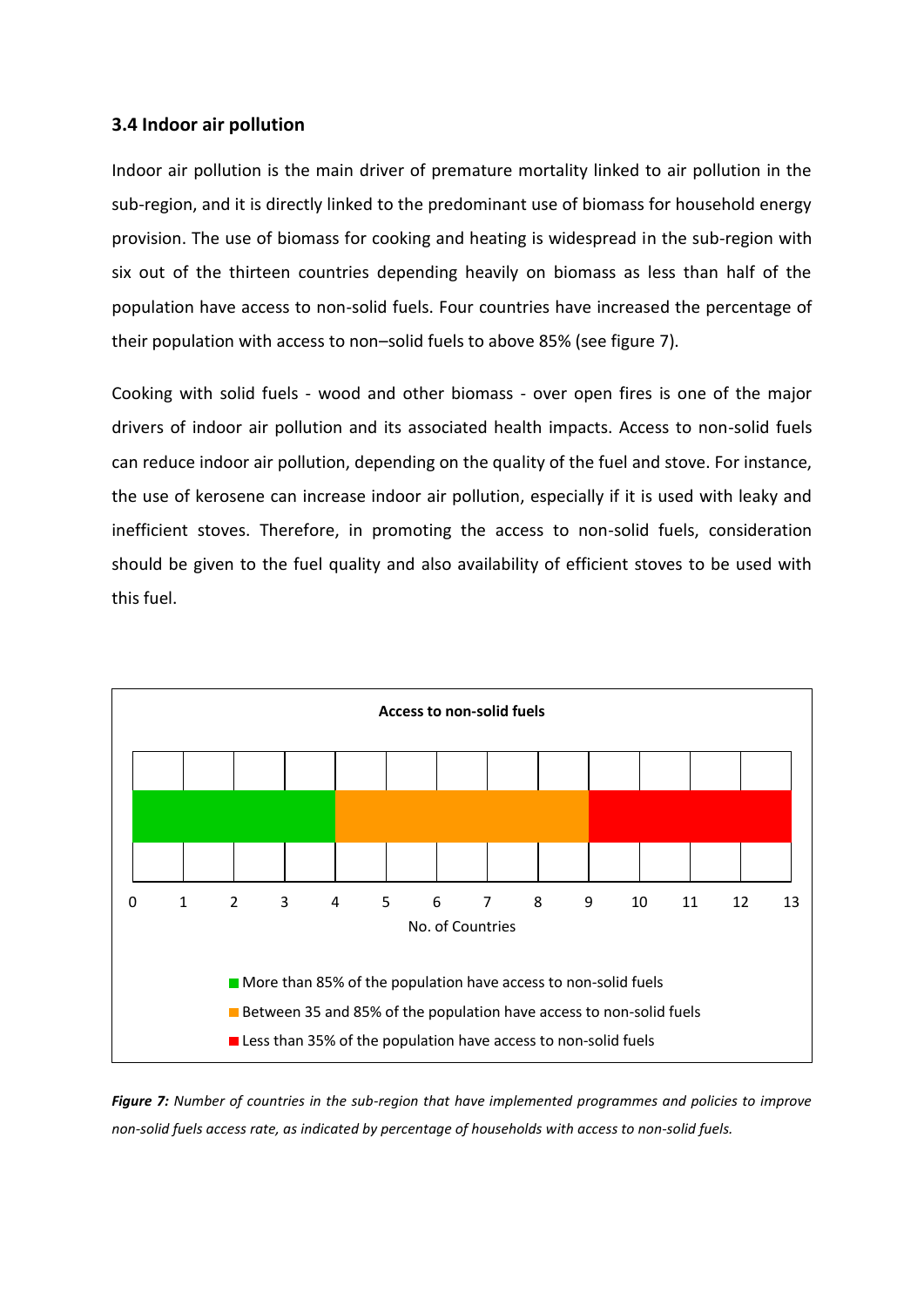### 3.4 Indoor air pollution

Indoor air pollution is the main driver of premature mortality linked to air pollution in the sub-region, and it is directly linked to the predominant use of biomass for household energy provision. The use of biomass for cooking and heating is widespread in the sub-region with six out of the thirteen countries depending heavily on biomass as less than half of the population have access to non-solid fuels. Four countries have increased the percentage of their population with access to non–solid fuels to above 85% (see figure 7).

Cooking with solid fuels - wood and other biomass - over open fires is one of the major drivers of indoor air pollution and its associated health impacts. Access to non-solid fuels can reduce indoor air pollution, depending on the quality of the fuel and stove. For instance, the use of kerosene can increase indoor air pollution, especially if it is used with leaky and inefficient stoves. Therefore, in promoting the access to non-solid fuels, consideration should be given to the fuel quality and also availability of efficient stoves to be used with this fuel.

**Access to non-solid fuels**

| Category | No. of Countries |
|---|---|
| More than 85% of the population have access to non-solid fuels | 4 |
| Between 35 and 85% of the population have access to non-solid fuels | 5 |
| Less than 35% of the population have access to non-solid fuels | 4 |

***Figure 7:*** *Number of countries in the sub-region that have implemented programmes and policies to improve non-solid fuels access rate, as indicated by percentage of households with access to non-solid fuels.*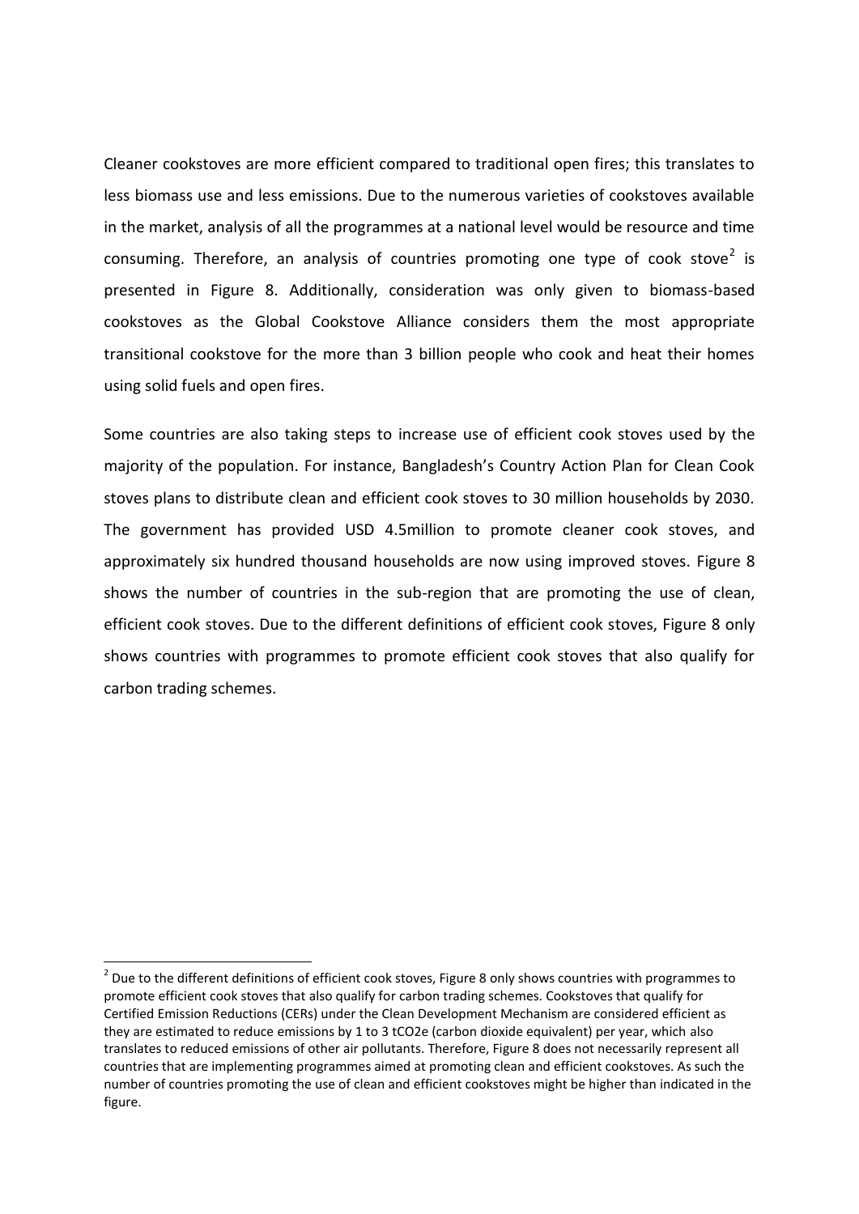Cleaner cookstoves are more efficient compared to traditional open fires; this translates to less biomass use and less emissions. Due to the numerous varieties of cookstoves available in the market, analysis of all the programmes at a national level would be resource and time consuming. Therefore, an analysis of countries promoting one type of cook stove[2] is presented in Figure 8. Additionally, consideration was only given to biomass-based cookstoves as the Global Cookstove Alliance considers them the most appropriate transitional cookstove for the more than 3 billion people who cook and heat their homes using solid fuels and open fires.

Some countries are also taking steps to increase use of efficient cook stoves used by the majority of the population. For instance, Bangladesh's Country Action Plan for Clean Cook stoves plans to distribute clean and efficient cook stoves to 30 million households by 2030. The government has provided USD 4.5million to promote cleaner cook stoves, and approximately six hundred thousand households are now using improved stoves. Figure 8 shows the number of countries in the sub-region that are promoting the use of clean, efficient cook stoves. Due to the different definitions of efficient cook stoves, Figure 8 only shows countries with programmes to promote efficient cook stoves that also qualify for carbon trading schemes.

[2] Due to the different definitions of efficient cook stoves, Figure 8 only shows countries with programmes to promote efficient cook stoves that also qualify for carbon trading schemes. Cookstoves that qualify for Certified Emission Reductions (CERs) under the Clean Development Mechanism are considered efficient as they are estimated to reduce emissions by 1 to 3 $tCO_2e$ (carbon dioxide equivalent) per year, which also translates to reduced emissions of other air pollutants. Therefore, Figure 8 does not necessarily represent all countries that are implementing programmes aimed at promoting clean and efficient cookstoves. As such the number of countries promoting the use of clean and efficient cookstoves might be higher than indicated in the figure.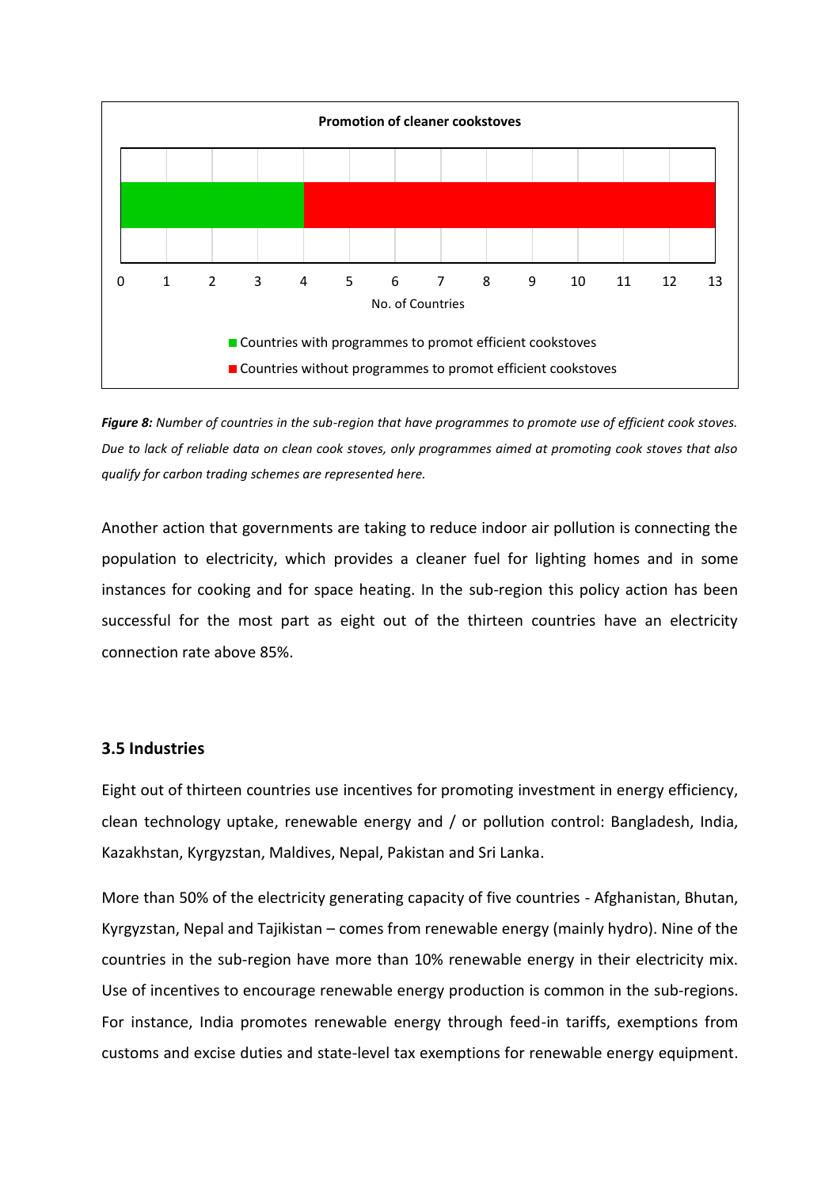**Promotion of cleaner cookstoves**

- Countries with programmes to promot efficient cookstoves
- Countries without programmes to promot efficient cookstoves

***Figure 8:*** *Number of countries in the sub-region that have programmes to promote use of efficient cook stoves. Due to lack of reliable data on clean cook stoves, only programmes aimed at promoting cook stoves that also qualify for carbon trading schemes are represented here.*

Another action that governments are taking to reduce indoor air pollution is connecting the population to electricity, which provides a cleaner fuel for lighting homes and in some instances for cooking and for space heating. In the sub-region this policy action has been successful for the most part as eight out of the thirteen countries have an electricity connection rate above 85%.

### 3.5 Industries

Eight out of thirteen countries use incentives for promoting investment in energy efficiency, clean technology uptake, renewable energy and / or pollution control: Bangladesh, India, Kazakhstan, Kyrgyzstan, Maldives, Nepal, Pakistan and Sri Lanka.

More than 50% of the electricity generating capacity of five countries - Afghanistan, Bhutan, Kyrgyzstan, Nepal and Tajikistan – comes from renewable energy (mainly hydro). Nine of the countries in the sub-region have more than 10% renewable energy in their electricity mix. Use of incentives to encourage renewable energy production is common in the sub-regions. For instance, India promotes renewable energy through feed-in tariffs, exemptions from customs and excise duties and state-level tax exemptions for renewable energy equipment.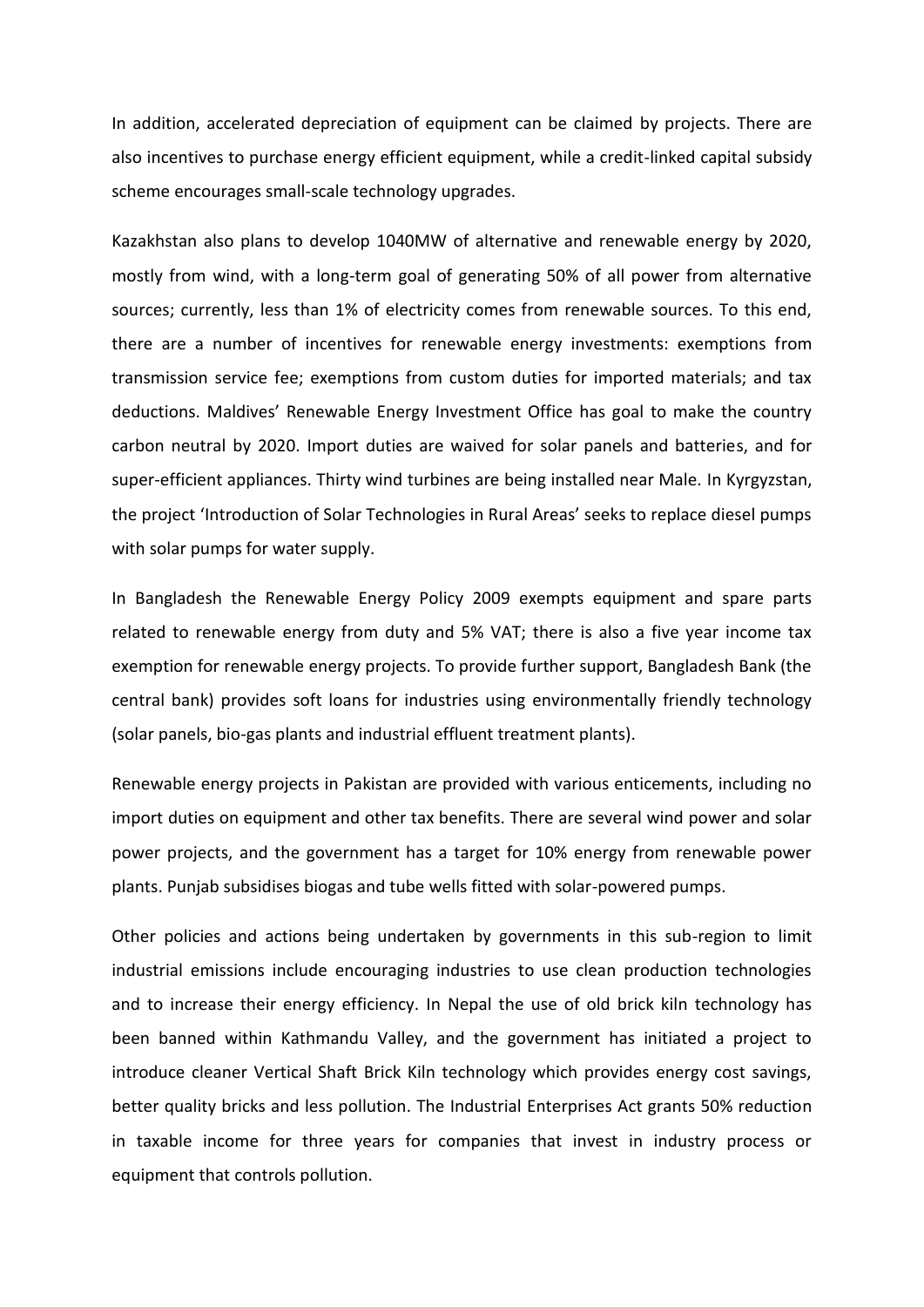In addition, accelerated depreciation of equipment can be claimed by projects. There are also incentives to purchase energy efficient equipment, while a credit-linked capital subsidy scheme encourages small-scale technology upgrades.

Kazakhstan also plans to develop 1040MW of alternative and renewable energy by 2020, mostly from wind, with a long-term goal of generating 50% of all power from alternative sources; currently, less than 1% of electricity comes from renewable sources. To this end, there are a number of incentives for renewable energy investments: exemptions from transmission service fee; exemptions from custom duties for imported materials; and tax deductions. Maldives' Renewable Energy Investment Office has goal to make the country carbon neutral by 2020. Import duties are waived for solar panels and batteries, and for super-efficient appliances. Thirty wind turbines are being installed near Male. In Kyrgyzstan, the project 'Introduction of Solar Technologies in Rural Areas' seeks to replace diesel pumps with solar pumps for water supply.

In Bangladesh the Renewable Energy Policy 2009 exempts equipment and spare parts related to renewable energy from duty and 5% VAT; there is also a five year income tax exemption for renewable energy projects. To provide further support, Bangladesh Bank (the central bank) provides soft loans for industries using environmentally friendly technology (solar panels, bio-gas plants and industrial effluent treatment plants).

Renewable energy projects in Pakistan are provided with various enticements, including no import duties on equipment and other tax benefits. There are several wind power and solar power projects, and the government has a target for 10% energy from renewable power plants. Punjab subsidises biogas and tube wells fitted with solar-powered pumps.

Other policies and actions being undertaken by governments in this sub-region to limit industrial emissions include encouraging industries to use clean production technologies and to increase their energy efficiency. In Nepal the use of old brick kiln technology has been banned within Kathmandu Valley, and the government has initiated a project to introduce cleaner Vertical Shaft Brick Kiln technology which provides energy cost savings, better quality bricks and less pollution. The Industrial Enterprises Act grants 50% reduction in taxable income for three years for companies that invest in industry process or equipment that controls pollution.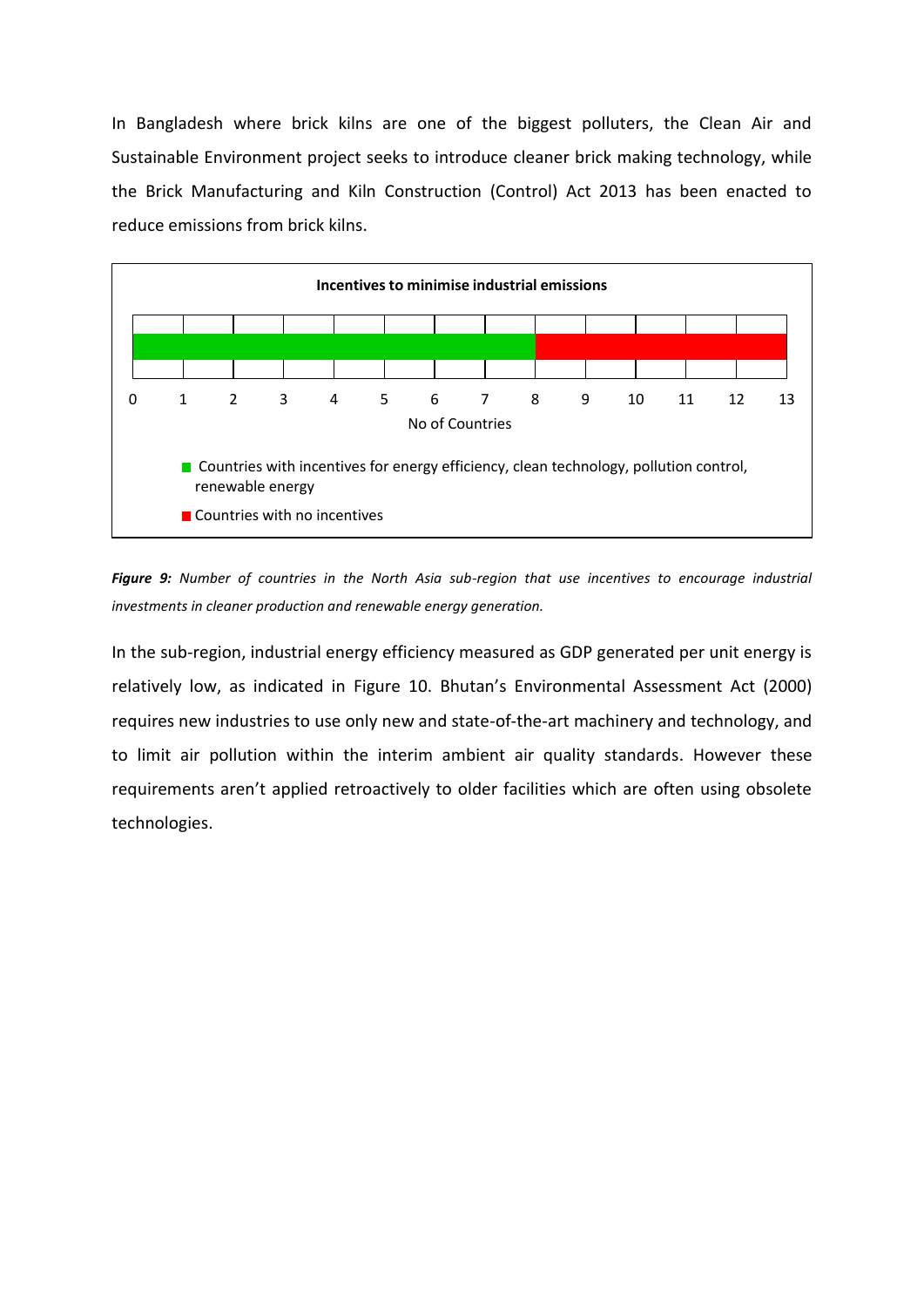In Bangladesh where brick kilns are one of the biggest polluters, the Clean Air and Sustainable Environment project seeks to introduce cleaner brick making technology, while the Brick Manufacturing and Kiln Construction (Control) Act 2013 has been enacted to reduce emissions from brick kilns.

**Incentives to minimise industrial emissions**

0 1 2 3 4 5 6 7 8 9 10 11 12 13

No of Countries

- Countries with incentives for energy efficiency, clean technology, pollution control, renewable energy
- Countries with no incentives

***Figure 9:*** *Number of countries in the North Asia sub-region that use incentives to encourage industrial investments in cleaner production and renewable energy generation.*

In the sub-region, industrial energy efficiency measured as GDP generated per unit energy is relatively low, as indicated in Figure 10. Bhutan's Environmental Assessment Act (2000) requires new industries to use only new and state-of-the-art machinery and technology, and to limit air pollution within the interim ambient air quality standards. However these requirements aren't applied retroactively to older facilities which are often using obsolete technologies.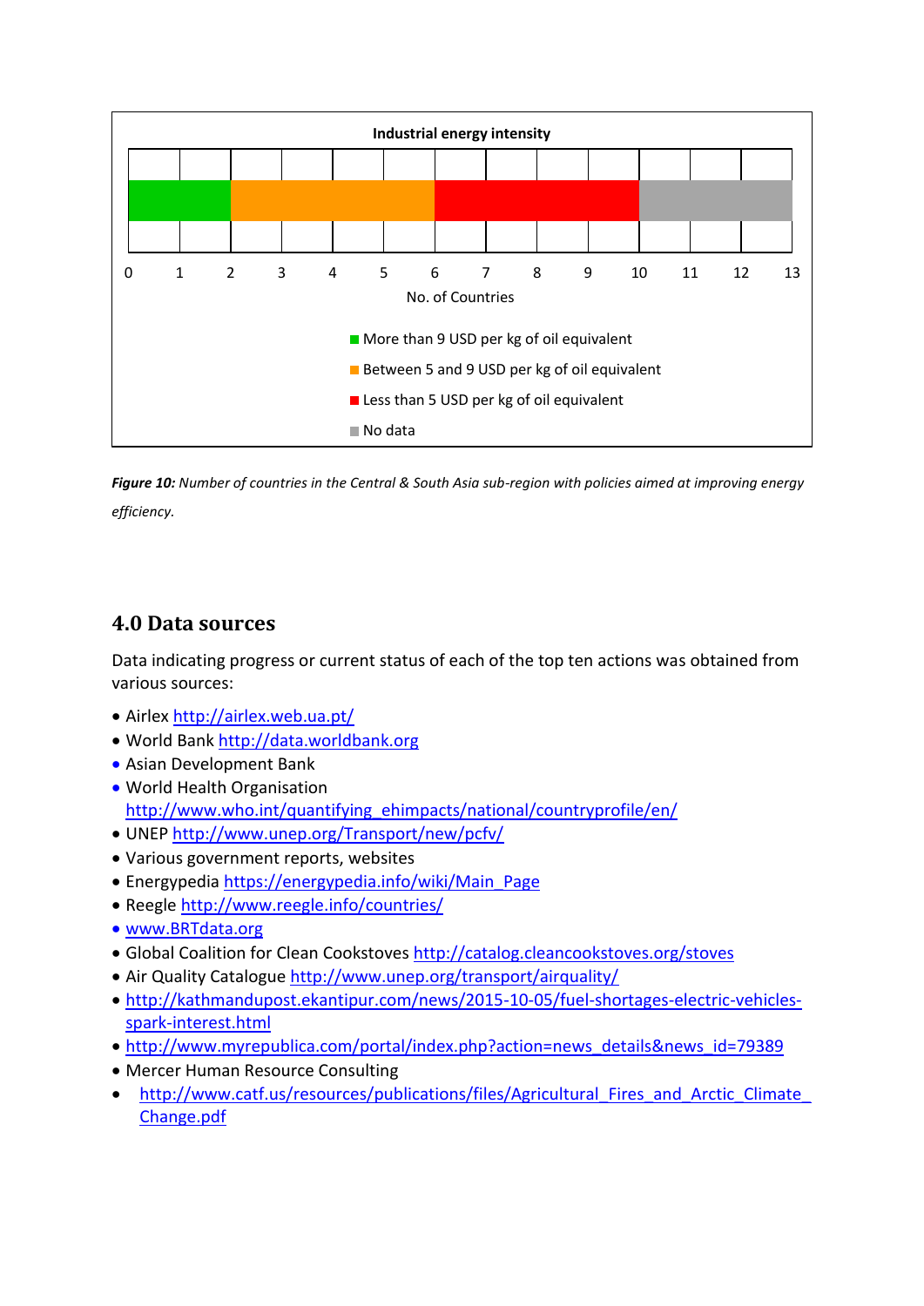Industrial energy intensity

0 1 2 3 4 5 6 7 8 9 10 11 12 13

No. of Countries

■ More than 9 USD per kg of oil equivalent

■ Between 5 and 9 USD per kg of oil equivalent

■ Less than 5 USD per kg of oil equivalent

■ No data

***Figure 10:*** *Number of countries in the Central & South Asia sub-region with policies aimed at improving energy efficiency.*

## 4.0 Data sources

Data indicating progress or current status of each of the top ten actions was obtained from various sources:

- Airlex http://airlex.web.ua.pt/
- World Bank http://data.worldbank.org
- Asian Development Bank
- World Health Organisation http://www.who.int/quantifying_ehimpacts/national/countryprofile/en/
- UNEP http://www.unep.org/Transport/new/pcfv/
- Various government reports, websites
- Energypedia https://energypedia.info/wiki/Main_Page
- Reegle http://www.reegle.info/countries/
- www.BRTdata.org
- Global Coalition for Clean Cookstoves http://catalog.cleancookstoves.org/stoves
- Air Quality Catalogue http://www.unep.org/transport/airquality/
- http://kathmandupost.ekantipur.com/news/2015-10-05/fuel-shortages-electric-vehicles-spark-interest.html
- http://www.myrepublica.com/portal/index.php?action=news_details&news_id=79389
- Mercer Human Resource Consulting
- http://www.catf.us/resources/publications/files/Agricultural_Fires_and_Arctic_Climate_Change.pdf